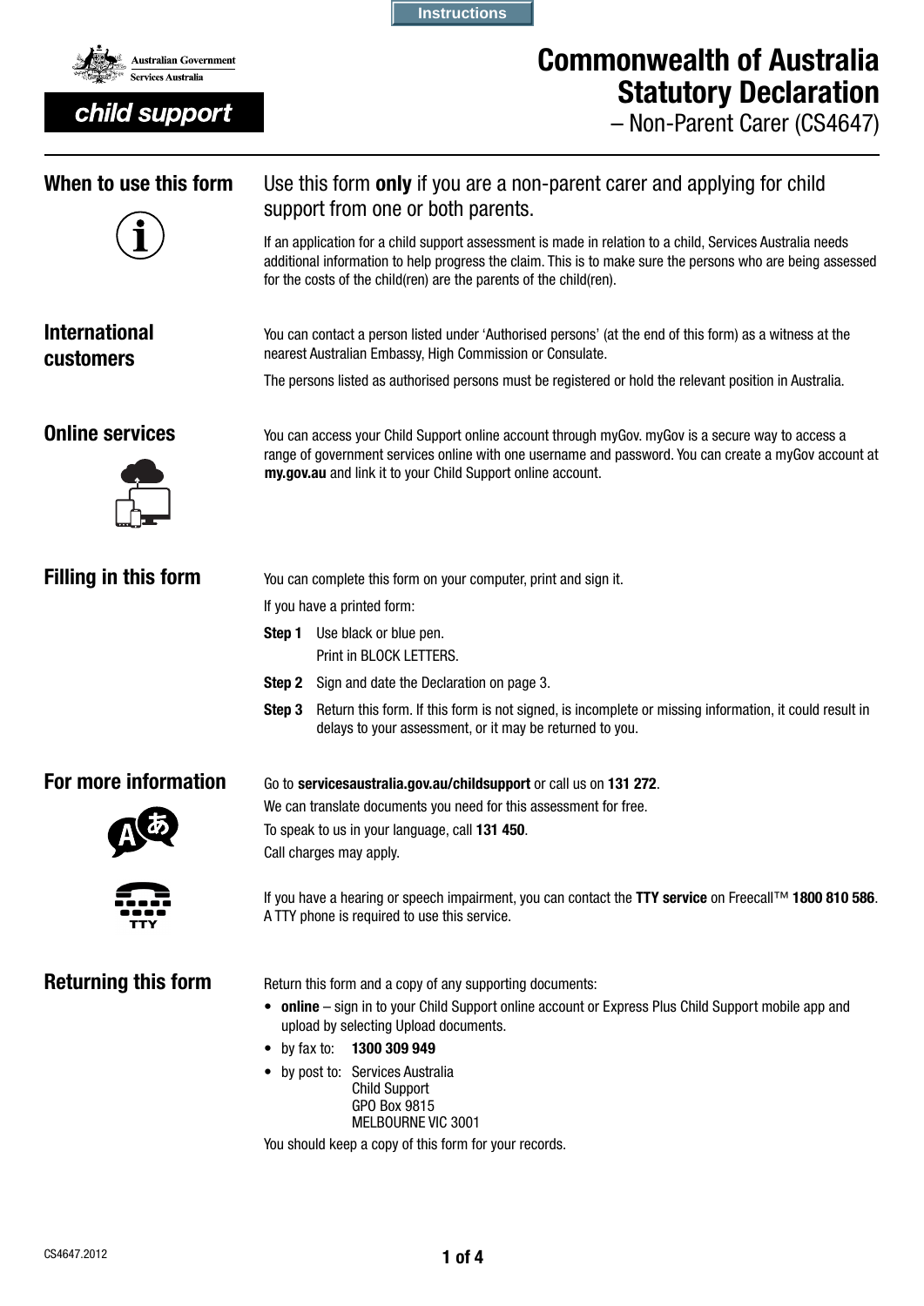Instructions

Australian Government
Services Australia

child support

# Commonwealth of Australia Statutory Declaration

– Non-Parent Carer (CS4647)

## When to use this form

Use this form **only** if you are a non-parent carer and applying for child support from one or both parents.

If an application for a child support assessment is made in relation to a child, Services Australia needs additional information to help progress the claim. This is to make sure the persons who are being assessed for the costs of the child(ren) are the parents of the child(ren).

## International customers

You can contact a person listed under 'Authorised persons' (at the end of this form) as a witness at the nearest Australian Embassy, High Commission or Consulate.

The persons listed as authorised persons must be registered or hold the relevant position in Australia.

## Online services

You can access your Child Support online account through myGov. myGov is a secure way to access a range of government services online with one username and password. You can create a myGov account at **my.gov.au** and link it to your Child Support online account.

## Filling in this form

You can complete this form on your computer, print and sign it.

If you have a printed form:

**Step 1** Use black or blue pen.
Print in BLOCK LETTERS.

**Step 2** Sign and date the Declaration on page 3.

**Step 3** Return this form. If this form is not signed, is incomplete or missing information, it could result in delays to your assessment, or it may be returned to you.

## For more information

Go to **servicesaustralia.gov.au/childsupport** or call us on **131 272**.

We can translate documents you need for this assessment for free.

To speak to us in your language, call **131 450**.

Call charges may apply.

If you have a hearing or speech impairment, you can contact the **TTY service** on Freecall™ **1800 810 586**. A TTY phone is required to use this service.

## Returning this form

Return this form and a copy of any supporting documents:

- **online** – sign in to your Child Support online account or Express Plus Child Support mobile app and upload by selecting Upload documents.
- by fax to: **1300 309 949**
- by post to: Services Australia
  Child Support
  GPO Box 9815
  MELBOURNE VIC 3001

You should keep a copy of this form for your records.

CS4647.2012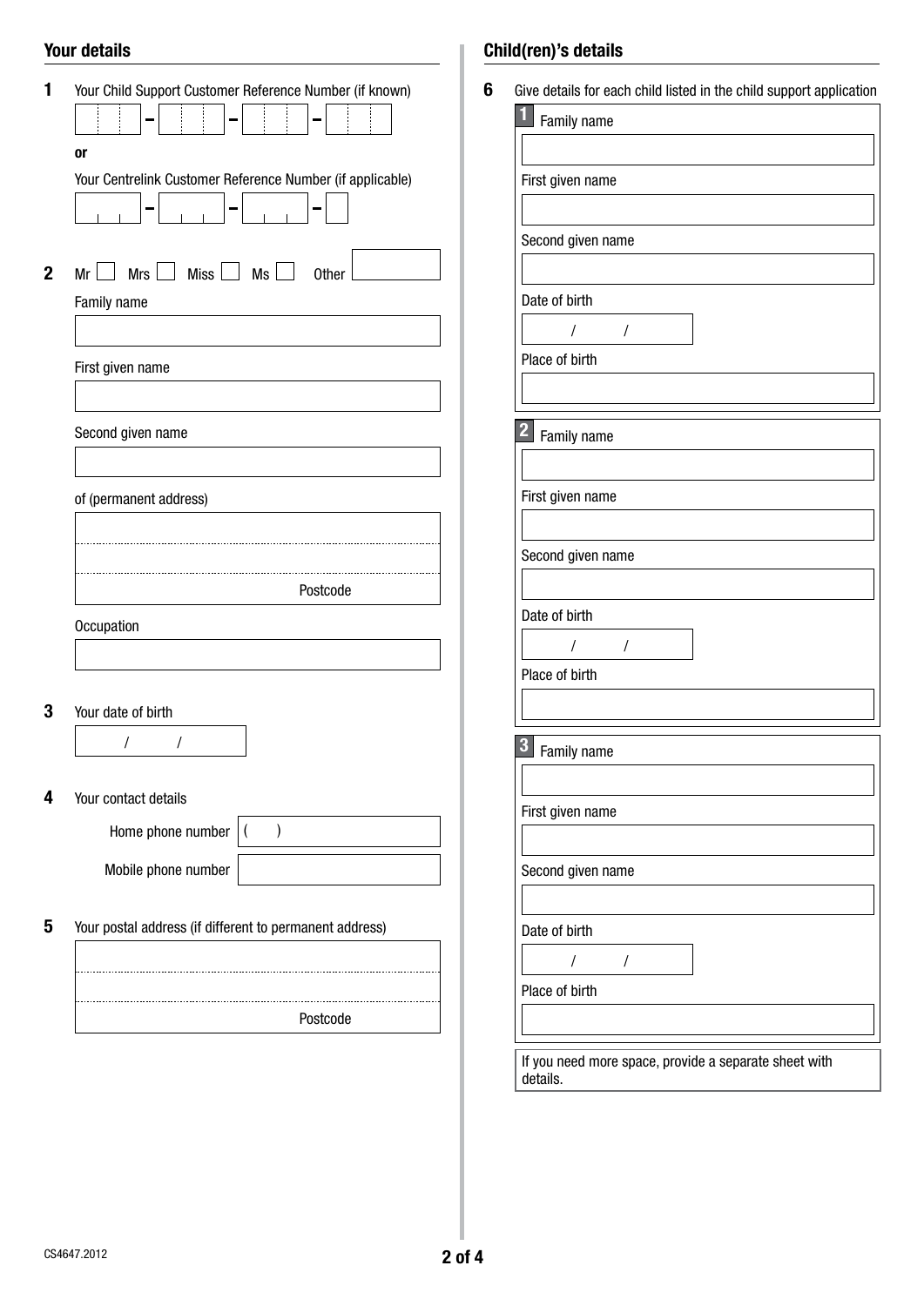## Your details

**1** Your Child Support Customer Reference Number (if known)

**or**

Your Centrelink Customer Reference Number (if applicable)

**2** Mr ☐ Mrs ☐ Miss ☐ Ms ☐ Other

Family name

First given name

Second given name

of (permanent address)

Postcode

Occupation

**3** Your date of birth

/ /

**4** Your contact details

Home phone number ( )

Mobile phone number

**5** Your postal address (if different to permanent address)

Postcode

## Child(ren)'s details

**6** Give details for each child listed in the child support application

**1** Family name

First given name

Second given name

Date of birth

/ /

Place of birth

**2** Family name

First given name

Second given name

Date of birth

/ /

Place of birth

**3** Family name

First given name

Second given name

Date of birth

/ /

Place of birth

If you need more space, provide a separate sheet with details.

CS4647.2012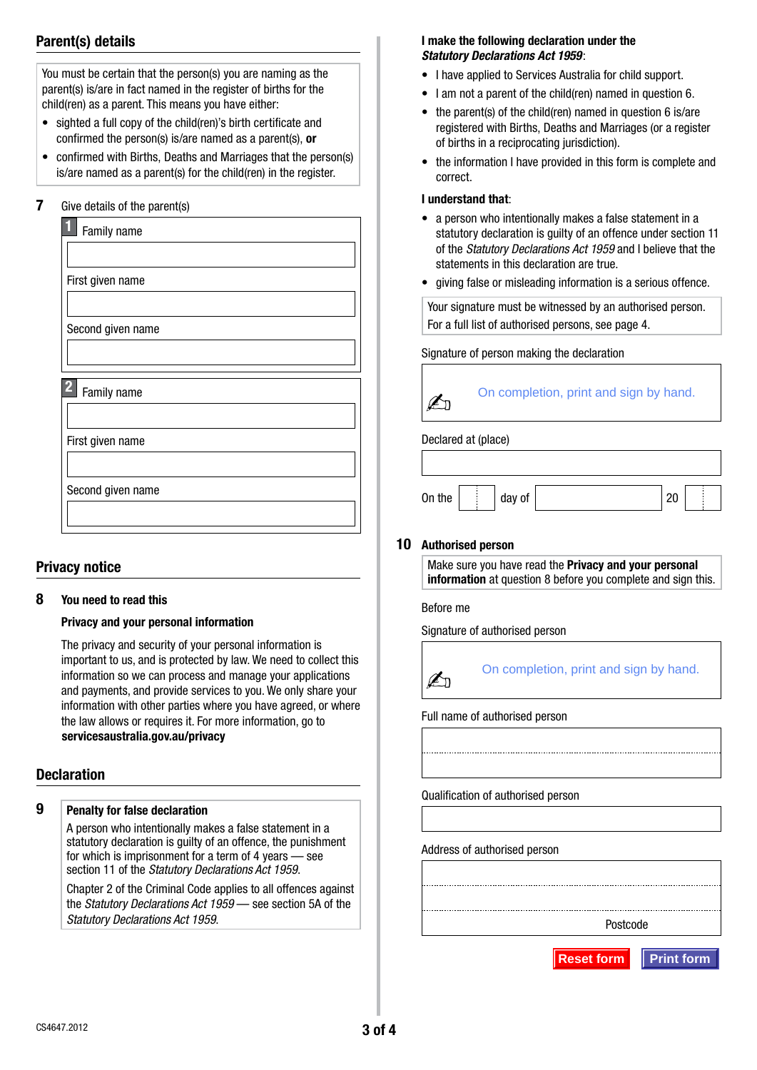## Parent(s) details

You must be certain that the person(s) you are naming as the parent(s) is/are in fact named in the register of births for the child(ren) as a parent. This means you have either:

- sighted a full copy of the child(ren)'s birth certificate and confirmed the person(s) is/are named as a parent(s), **or**
- confirmed with Births, Deaths and Marriages that the person(s) is/are named as a parent(s) for the child(ren) in the register.

**7** Give details of the parent(s)

**1**

Family name

First given name

Second given name

**2**

Family name

First given name

Second given name

## Privacy notice

**8** **You need to read this**

**Privacy and your personal information**

The privacy and security of your personal information is important to us, and is protected by law. We need to collect this information so we can process and manage your applications and payments, and provide services to you. We only share your information with other parties where you have agreed, or where the law allows or requires it. For more information, go to **servicesaustralia.gov.au/privacy**

## Declaration

**9** **Penalty for false declaration**

A person who intentionally makes a false statement in a statutory declaration is guilty of an offence, the punishment for which is imprisonment for a term of 4 years — see section 11 of the *Statutory Declarations Act 1959*.

Chapter 2 of the Criminal Code applies to all offences against the *Statutory Declarations Act 1959* — see section 5A of the *Statutory Declarations Act 1959*.

**I make the following declaration under the *Statutory Declarations Act 1959*:**

- I have applied to Services Australia for child support.
- I am not a parent of the child(ren) named in question 6.
- the parent(s) of the child(ren) named in question 6 is/are registered with Births, Deaths and Marriages (or a register of births in a reciprocating jurisdiction).
- the information I have provided in this form is complete and correct.

**I understand that**:

- a person who intentionally makes a false statement in a statutory declaration is guilty of an offence under section 11 of the *Statutory Declarations Act 1959* and I believe that the statements in this declaration are true.
- giving false or misleading information is a serious offence.

Your signature must be witnessed by an authorised person. For a full list of authorised persons, see page 4.

Signature of person making the declaration

On completion, print and sign by hand.

Declared at (place)

On the ____ day of ________ 20 ____

**10** **Authorised person**

Make sure you have read the **Privacy and your personal information** at question 8 before you complete and sign this.

Before me

Signature of authorised person

On completion, print and sign by hand.

Full name of authorised person

Qualification of authorised person

Address of authorised person

Postcode

Reset form

Print form

CS4647.2012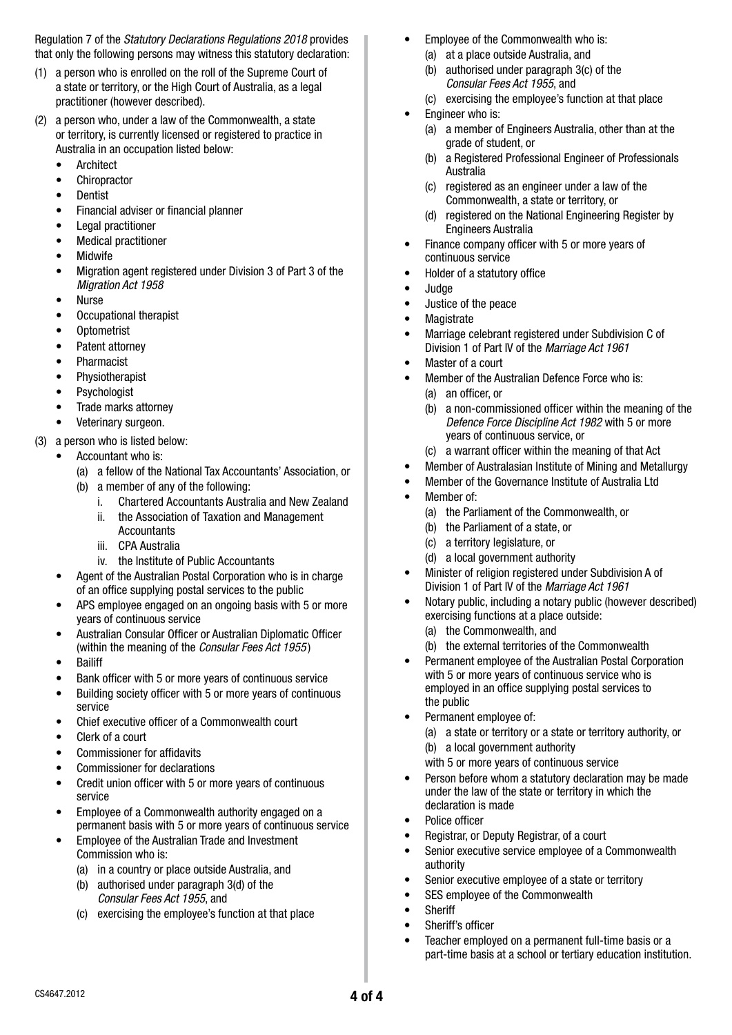Regulation 7 of the *Statutory Declarations Regulations 2018* provides that only the following persons may witness this statutory declaration:

(1) a person who is enrolled on the roll of the Supreme Court of a state or territory, or the High Court of Australia, as a legal practitioner (however described).

(2) a person who, under a law of the Commonwealth, a state or territory, is currently licensed or registered to practice in Australia in an occupation listed below:

- Architect
- Chiropractor
- Dentist
- Financial adviser or financial planner
- Legal practitioner
- Medical practitioner
- Midwife
- Migration agent registered under Division 3 of Part 3 of the *Migration Act 1958*
- Nurse
- Occupational therapist
- Optometrist
- Patent attorney
- Pharmacist
- Physiotherapist
- Psychologist
- Trade marks attorney
- Veterinary surgeon.

(3) a person who is listed below:

- Accountant who is:
  - (a) a fellow of the National Tax Accountants' Association, or
  - (b) a member of any of the following:
    - i. Chartered Accountants Australia and New Zealand
    - ii. the Association of Taxation and Management Accountants
    - iii. CPA Australia
    - iv. the Institute of Public Accountants
- Agent of the Australian Postal Corporation who is in charge of an office supplying postal services to the public
- APS employee engaged on an ongoing basis with 5 or more years of continuous service
- Australian Consular Officer or Australian Diplomatic Officer (within the meaning of the *Consular Fees Act 1955*)
- Bailiff
- Bank officer with 5 or more years of continuous service
- Building society officer with 5 or more years of continuous service
- Chief executive officer of a Commonwealth court
- Clerk of a court
- Commissioner for affidavits
- Commissioner for declarations
- Credit union officer with 5 or more years of continuous service
- Employee of a Commonwealth authority engaged on a permanent basis with 5 or more years of continuous service
- Employee of the Australian Trade and Investment Commission who is:
  - (a) in a country or place outside Australia, and
  - (b) authorised under paragraph 3(d) of the *Consular Fees Act 1955*, and
  - (c) exercising the employee's function at that place
- Employee of the Commonwealth who is:
  - (a) at a place outside Australia, and
  - (b) authorised under paragraph 3(c) of the *Consular Fees Act 1955*, and
  - (c) exercising the employee's function at that place
- Engineer who is:
  - (a) a member of Engineers Australia, other than at the grade of student, or
  - (b) a Registered Professional Engineer of Professionals Australia
  - (c) registered as an engineer under a law of the Commonwealth, a state or territory, or
  - (d) registered on the National Engineering Register by Engineers Australia
- Finance company officer with 5 or more years of continuous service
- Holder of a statutory office
- Judge
- Justice of the peace
- Magistrate
- Marriage celebrant registered under Subdivision C of Division 1 of Part IV of the *Marriage Act 1961*
- Master of a court
- Member of the Australian Defence Force who is:
  - (a) an officer, or
  - (b) a non-commissioned officer within the meaning of the *Defence Force Discipline Act 1982* with 5 or more years of continuous service, or
  - (c) a warrant officer within the meaning of that Act
- Member of Australasian Institute of Mining and Metallurgy
- Member of the Governance Institute of Australia Ltd
- Member of:
  - (a) the Parliament of the Commonwealth, or
  - (b) the Parliament of a state, or
  - (c) a territory legislature, or
  - (d) a local government authority
- Minister of religion registered under Subdivision A of Division 1 of Part IV of the *Marriage Act 1961*
- Notary public, including a notary public (however described) exercising functions at a place outside:
  - (a) the Commonwealth, and
  - (b) the external territories of the Commonwealth
- Permanent employee of the Australian Postal Corporation with 5 or more years of continuous service who is employed in an office supplying postal services to the public
- Permanent employee of:
  - (a) a state or territory or a state or territory authority, or
  - (b) a local government authority

  with 5 or more years of continuous service
- Person before whom a statutory declaration may be made under the law of the state or territory in which the declaration is made
- Police officer
- Registrar, or Deputy Registrar, of a court
- Senior executive service employee of a Commonwealth authority
- Senior executive employee of a state or territory
- SES employee of the Commonwealth
- Sheriff
- Sheriff's officer
- Teacher employed on a permanent full-time basis or a part-time basis at a school or tertiary education institution.

CS4647.2012